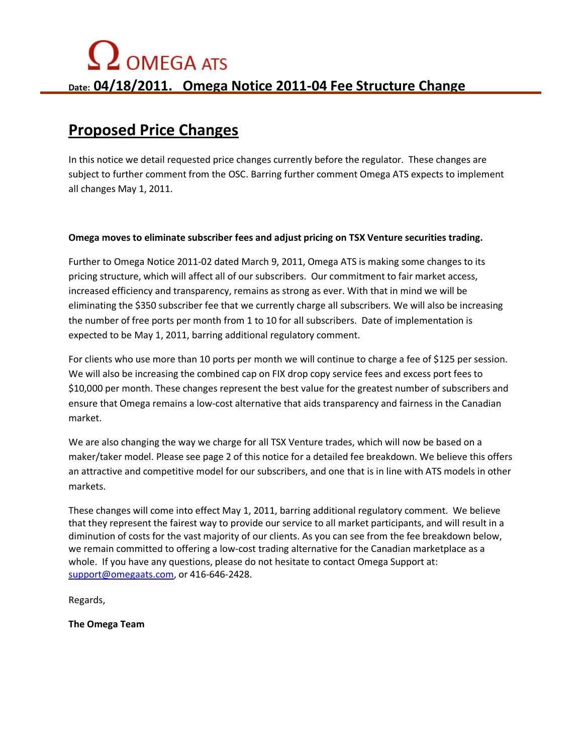Ω OMEGA ATS

Date: **04/18/2011. Omega Notice 2011-04 Fee Structure Change**

# Proposed Price Changes

In this notice we detail requested price changes currently before the regulator. These changes are subject to further comment from the OSC. Barring further comment Omega ATS expects to implement all changes May 1, 2011.

**Omega moves to eliminate subscriber fees and adjust pricing on TSX Venture securities trading.**

Further to Omega Notice 2011-02 dated March 9, 2011, Omega ATS is making some changes to its pricing structure, which will affect all of our subscribers. Our commitment to fair market access, increased efficiency and transparency, remains as strong as ever. With that in mind we will be eliminating the $350 subscriber fee that we currently charge all subscribers. We will also be increasing the number of free ports per month from 1 to 10 for all subscribers. Date of implementation is expected to be May 1, 2011, barring additional regulatory comment.

For clients who use more than 10 ports per month we will continue to charge a fee of $125 per session. We will also be increasing the combined cap on FIX drop copy service fees and excess port fees to $10,000 per month. These changes represent the best value for the greatest number of subscribers and ensure that Omega remains a low-cost alternative that aids transparency and fairness in the Canadian market.

We are also changing the way we charge for all TSX Venture trades, which will now be based on a maker/taker model. Please see page 2 of this notice for a detailed fee breakdown. We believe this offers an attractive and competitive model for our subscribers, and one that is in line with ATS models in other markets.

These changes will come into effect May 1, 2011, barring additional regulatory comment. We believe that they represent the fairest way to provide our service to all market participants, and will result in a diminution of costs for the vast majority of our clients. As you can see from the fee breakdown below, we remain committed to offering a low-cost trading alternative for the Canadian marketplace as a whole. If you have any questions, please do not hesitate to contact Omega Support at: support@omegaats.com, or 416-646-2428.

Regards,

**The Omega Team**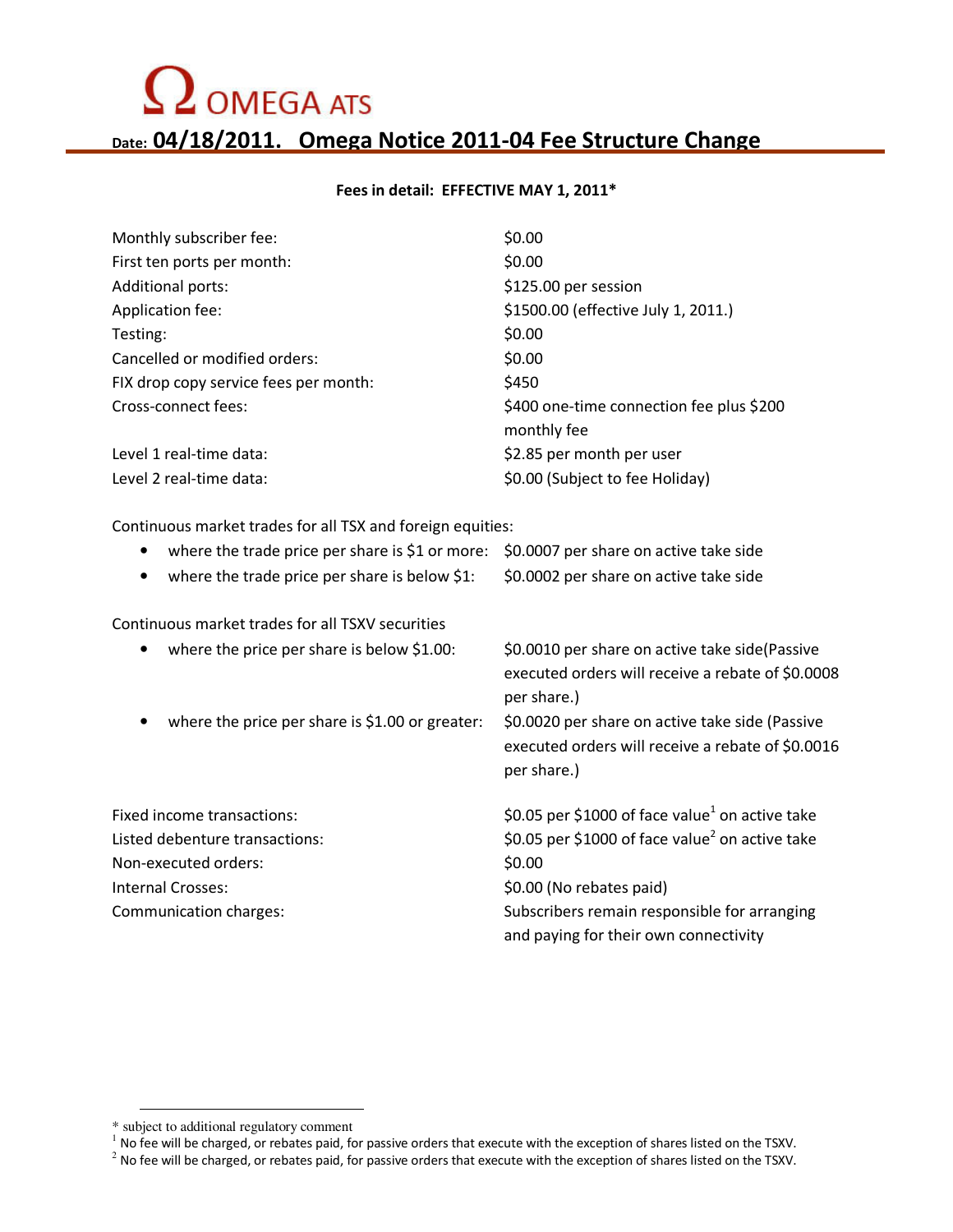# Ω OMEGA ATS

## Date: 04/18/2011. Omega Notice 2011-04 Fee Structure Change

**Fees in detail: EFFECTIVE MAY 1, 2011***

| | |
|---|---|
| Monthly subscriber fee: | $0.00 |
| First ten ports per month: | $0.00 |
| Additional ports: | $125.00 per session |
| Application fee: | $1500.00 (effective July 1, 2011.) |
| Testing: | $0.00 |
| Cancelled or modified orders: | $0.00 |
| FIX drop copy service fees per month: | $450 |
| Cross-connect fees: | $400 one-time connection fee plus $200 monthly fee |
| Level 1 real-time data: | $2.85 per month per user |
| Level 2 real-time data: | $0.00 (Subject to fee Holiday) |

Continuous market trades for all TSX and foreign equities:

- where the trade price per share is $1 or more: $0.0007 per share on active take side
- where the trade price per share is below $1: $0.0002 per share on active take side

Continuous market trades for all TSXV securities

- where the price per share is below $1.00: $0.0010 per share on active take side(Passive executed orders will receive a rebate of $0.0008 per share.)
- where the price per share is $1.00 or greater: $0.0020 per share on active take side (Passive executed orders will receive a rebate of $0.0016 per share.)

| | |
|---|---|
| Fixed income transactions: | $0.05 per $1000 of face value[1] on active take |
| Listed debenture transactions: | $0.05 per $1000 of face value[2] on active take |
| Non-executed orders: | $0.00 |
| Internal Crosses: | $0.00 (No rebates paid) |
| Communication charges: | Subscribers remain responsible for arranging and paying for their own connectivity |

---

\* subject to additional regulatory comment

[1] No fee will be charged, or rebates paid, for passive orders that execute with the exception of shares listed on the TSXV.

[2] No fee will be charged, or rebates paid, for passive orders that execute with the exception of shares listed on the TSXV.